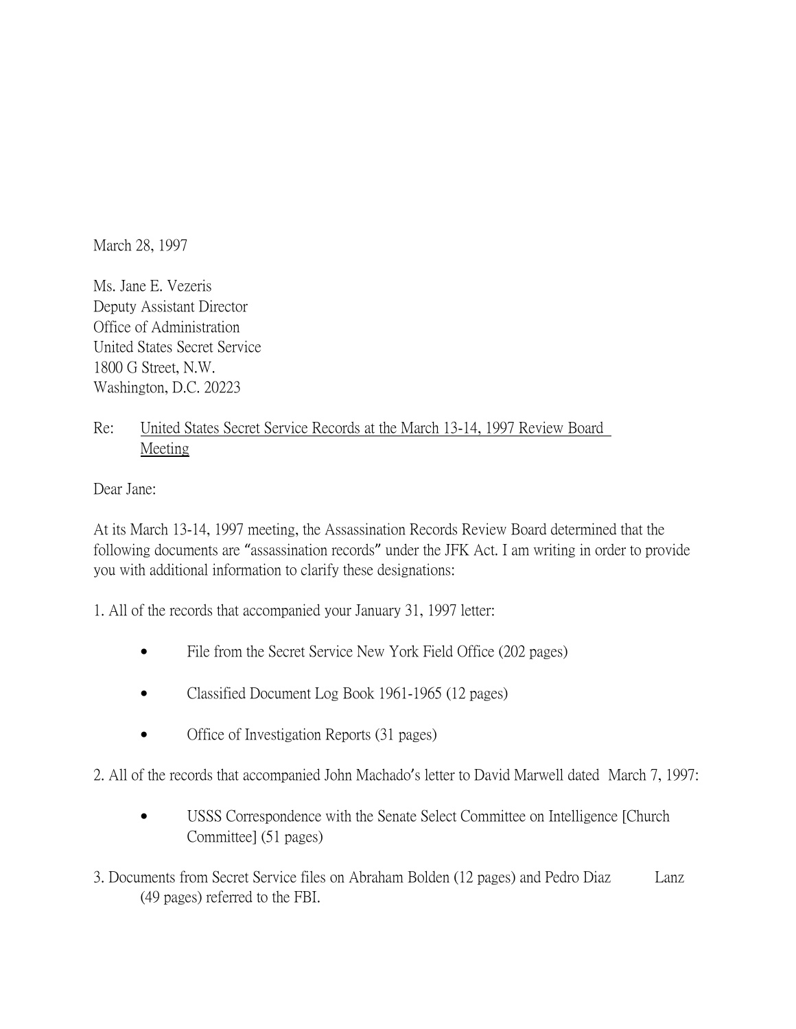March 28, 1997

Ms. Jane E. Vezeris
Deputy Assistant Director
Office of Administration
United States Secret Service
1800 G Street, N.W.
Washington, D.C. 20223

Re: United States Secret Service Records at the March 13-14, 1997 Review Board Meeting

Dear Jane:

At its March 13-14, 1997 meeting, the Assassination Records Review Board determined that the following documents are "assassination records" under the JFK Act. I am writing in order to provide you with additional information to clarify these designations:

1. All of the records that accompanied your January 31, 1997 letter:

- File from the Secret Service New York Field Office (202 pages)
- Classified Document Log Book 1961-1965 (12 pages)
- Office of Investigation Reports (31 pages)

2. All of the records that accompanied John Machado's letter to David Marwell dated March 7, 1997:

- USSS Correspondence with the Senate Select Committee on Intelligence [Church Committee] (51 pages)

3. Documents from Secret Service files on Abraham Bolden (12 pages) and Pedro Diaz Lanz (49 pages) referred to the FBI.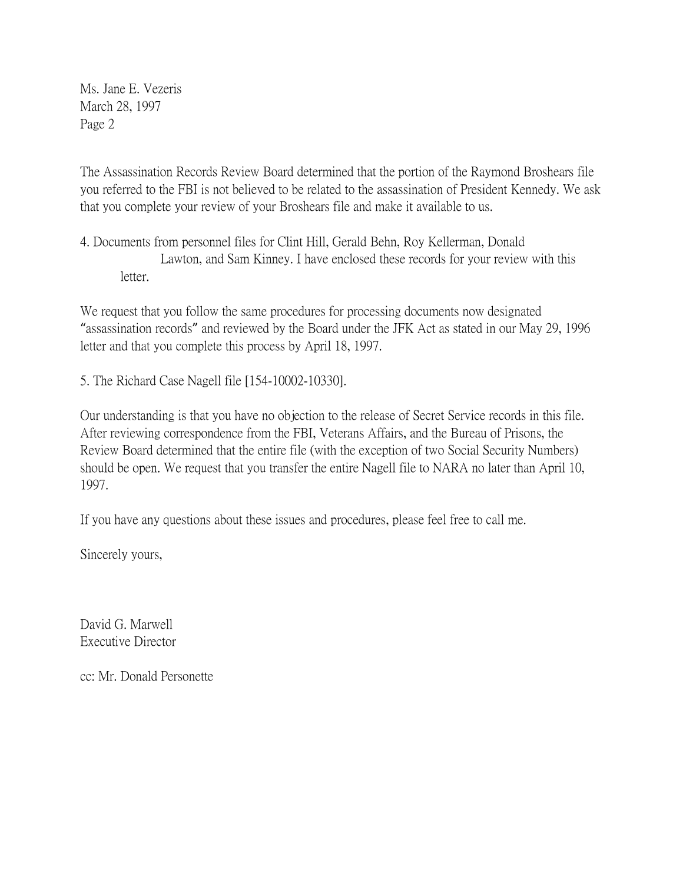Ms. Jane E. Vezeris
March 28, 1997
Page 2

The Assassination Records Review Board determined that the portion of the Raymond Broshears file you referred to the FBI is not believed to be related to the assassination of President Kennedy. We ask that you complete your review of your Broshears file and make it available to us.

4. Documents from personnel files for Clint Hill, Gerald Behn, Roy Kellerman, Donald Lawton, and Sam Kinney. I have enclosed these records for your review with this letter.

We request that you follow the same procedures for processing documents now designated "assassination records" and reviewed by the Board under the JFK Act as stated in our May 29, 1996 letter and that you complete this process by April 18, 1997.

5. The Richard Case Nagell file [154-10002-10330].

Our understanding is that you have no objection to the release of Secret Service records in this file. After reviewing correspondence from the FBI, Veterans Affairs, and the Bureau of Prisons, the Review Board determined that the entire file (with the exception of two Social Security Numbers) should be open. We request that you transfer the entire Nagell file to NARA no later than April 10, 1997.

If you have any questions about these issues and procedures, please feel free to call me.

Sincerely yours,

David G. Marwell
Executive Director

cc: Mr. Donald Personette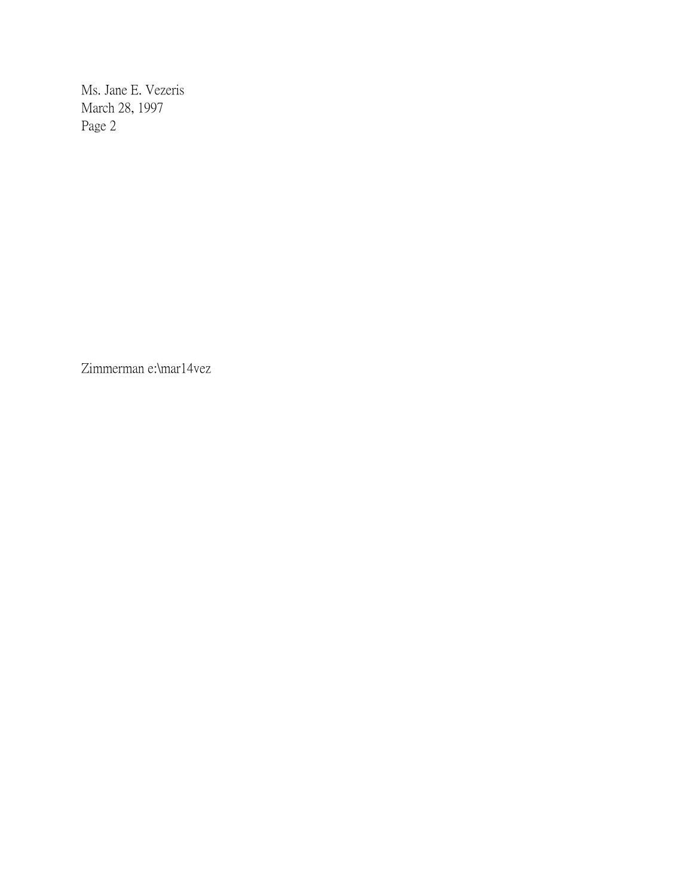Zimmerman e:\mar14vez